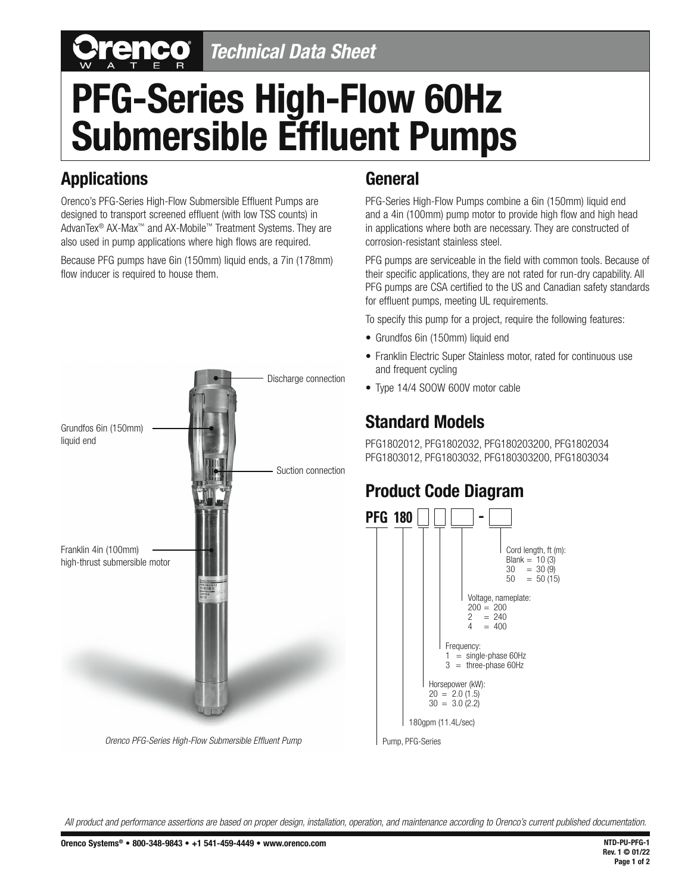# Technical Data Sheet

# PFG-Series High-Flow 60Hz Submersible Effluent Pumps

## Applications

Orenco's PFG-Series High-Flow Submersible Effluent Pumps are designed to transport screened effluent (with low TSS counts) in AdvanTex® AX-Max™ and AX-Mobile™ Treatment Systems. They are also used in pump applications where high flows are required.

Because PFG pumps have 6in (150mm) liquid ends, a 7in (178mm) flow inducer is required to house them.

Discharge connection

Grundfos 6in (150mm) liquid end

Suction connection

Franklin 4in (100mm) high-thrust submersible motor

*Orenco PFG-Series High-Flow Submersible Effluent Pump*

## General

PFG-Series High-Flow Pumps combine a 6in (150mm) liquid end and a 4in (100mm) pump motor to provide high flow and high head in applications where both are necessary. They are constructed of corrosion-resistant stainless steel.

PFG pumps are serviceable in the field with common tools. Because of their specific applications, they are not rated for run-dry capability. All PFG pumps are CSA certified to the US and Canadian safety standards for effluent pumps, meeting UL requirements.

To specify this pump for a project, require the following features:

- Grundfos 6in (150mm) liquid end
- Franklin Electric Super Stainless motor, rated for continuous use and frequent cycling
- Type 14/4 SOOW 600V motor cable

## Standard Models

PFG1802012, PFG1802032, PFG180203200, PFG1802034
PFG1803012, PFG1803032, PFG180303200, PFG1803034

## Product Code Diagram

PFG 180 ☐ ☐ ☐ - ☐

- Cord length, ft (m):
  - Blank = 10 (3)
  - 30 = 30 (9)
  - 50 = 50 (15)
- Voltage, nameplate:
  - 200 = 200
  - 2 = 240
  - 4 = 400
- Frequency:
  - 1 = single-phase 60Hz
  - 3 = three-phase 60Hz
- Horsepower (kW):
  - 20 = 2.0 (1.5)
  - 30 = 3.0 (2.2)
- 180gpm (11.4L/sec)
- Pump, PFG-Series

*All product and performance assertions are based on proper design, installation, operation, and maintenance according to Orenco's current published documentation.*

**Orenco Systems® • 800-348-9843 • +1 541-459-4449 • www.orenco.com**

**NTD-PU-PFG-1**
**Rev. 1 © 01/22**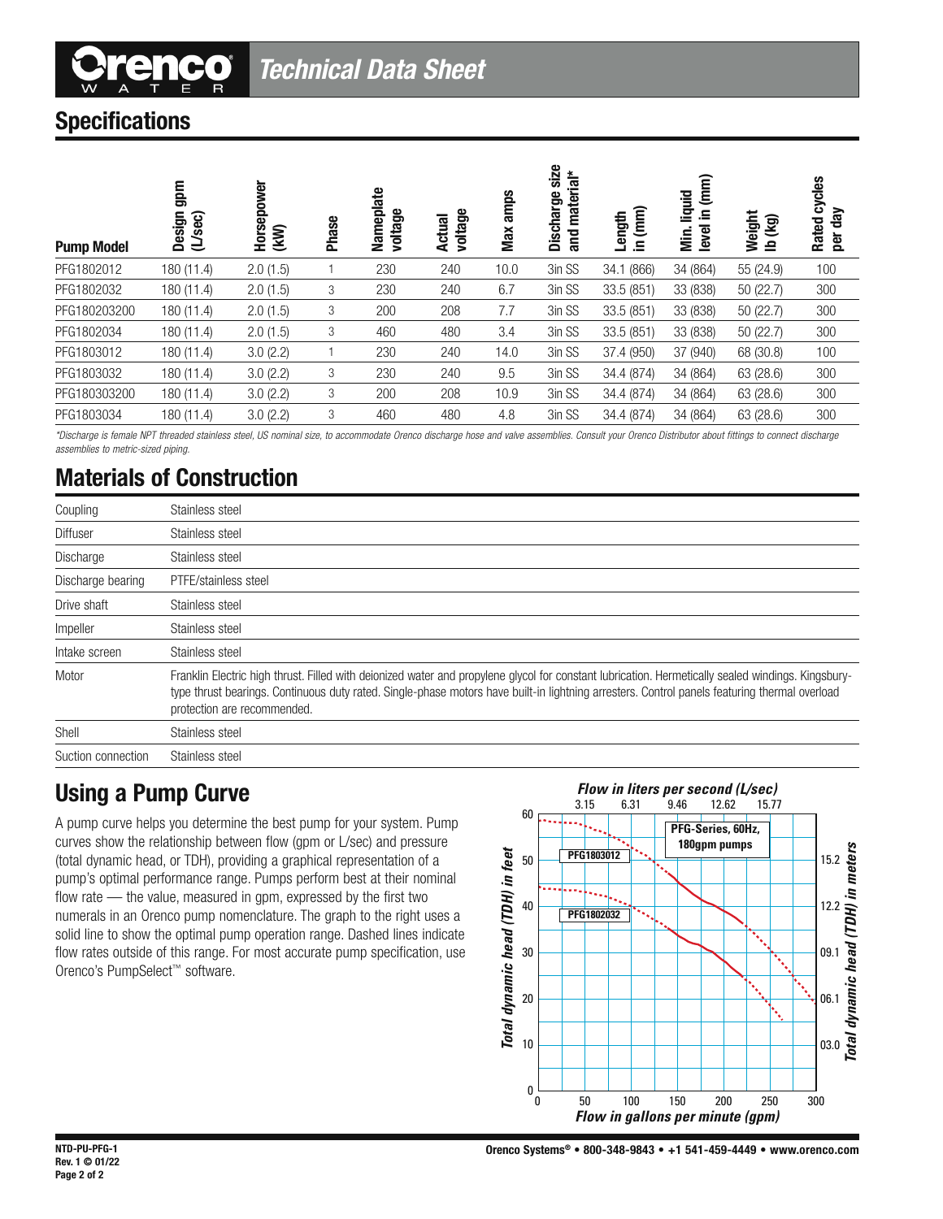# Technical Data Sheet

## Specifications

| Pump Model | Design gpm (L/sec) | Horsepower (kW) | Phase | Nameplate voltage | Actual voltage | Max amps | Discharge size and material* | Length in (mm) | Min. liquid level in (mm) | Weight lb (kg) | Rated cycles per day |
|---|---|---|---|---|---|---|---|---|---|---|---|
| PFG1802012 | 180 (11.4) | 2.0 (1.5) | 1 | 230 | 240 | 10.0 | 3in SS | 34.1 (866) | 34 (864) | 55 (24.9) | 100 |
| PFG1802032 | 180 (11.4) | 2.0 (1.5) | 3 | 230 | 240 | 6.7 | 3in SS | 33.5 (851) | 33 (838) | 50 (22.7) | 300 |
| PFG180203200 | 180 (11.4) | 2.0 (1.5) | 3 | 200 | 208 | 7.7 | 3in SS | 33.5 (851) | 33 (838) | 50 (22.7) | 300 |
| PFG1802034 | 180 (11.4) | 2.0 (1.5) | 3 | 460 | 480 | 3.4 | 3in SS | 33.5 (851) | 33 (838) | 50 (22.7) | 300 |
| PFG1803012 | 180 (11.4) | 3.0 (2.2) | 1 | 230 | 240 | 14.0 | 3in SS | 37.4 (950) | 37 (940) | 68 (30.8) | 100 |
| PFG1803032 | 180 (11.4) | 3.0 (2.2) | 3 | 230 | 240 | 9.5 | 3in SS | 34.4 (874) | 34 (864) | 63 (28.6) | 300 |
| PFG180303200 | 180 (11.4) | 3.0 (2.2) | 3 | 200 | 208 | 10.9 | 3in SS | 34.4 (874) | 34 (864) | 63 (28.6) | 300 |
| PFG1803034 | 180 (11.4) | 3.0 (2.2) | 3 | 460 | 480 | 4.8 | 3in SS | 34.4 (874) | 34 (864) | 63 (28.6) | 300 |

*\*Discharge is female NPT threaded stainless steel, US nominal size, to accommodate Orenco discharge hose and valve assemblies. Consult your Orenco Distributor about fittings to connect discharge assemblies to metric-sized piping.*

## Materials of Construction

| | |
|---|---|
| Coupling | Stainless steel |
| Diffuser | Stainless steel |
| Discharge | Stainless steel |
| Discharge bearing | PTFE/stainless steel |
| Drive shaft | Stainless steel |
| Impeller | Stainless steel |
| Intake screen | Stainless steel |
| Motor | Franklin Electric high thrust. Filled with deionized water and propylene glycol for constant lubrication. Hermetically sealed windings. Kingsbury-type thrust bearings. Continuous duty rated. Single-phase motors have built-in lightning arresters. Control panels featuring thermal overload protection are recommended. |
| Shell | Stainless steel |
| Suction connection | Stainless steel |

## Using a Pump Curve

A pump curve helps you determine the best pump for your system. Pump curves show the relationship between flow (gpm or L/sec) and pressure (total dynamic head, or TDH), providing a graphical representation of a pump's optimal performance range. Pumps perform best at their nominal flow rate — the value, measured in gpm, expressed by the first two numerals in an Orenco pump nomenclature. The graph to the right uses a solid line to show the optimal pump operation range. Dashed lines indicate flow rates outside of this range. For most accurate pump specification, use Orenco's PumpSelect™ software.

Flow in liters per second (L/sec)
3.15 6.31 9.46 12.62 15.77
PFG-Series, 60Hz, 180gpm pumps
PFG1803012
PFG1802032
Total dynamic head (TDH) in feet
0 10 20 30 40 50 60
Total dynamic head (TDH) in meters
03.0 06.1 09.1 12.2 15.2
Flow in gallons per minute (gpm)
0 50 100 150 200 250 300

NTD-PU-PFG-1
Rev. 1 © 01/22

Orenco Systems® • 800-348-9843 • +1 541-459-4449 • www.orenco.com